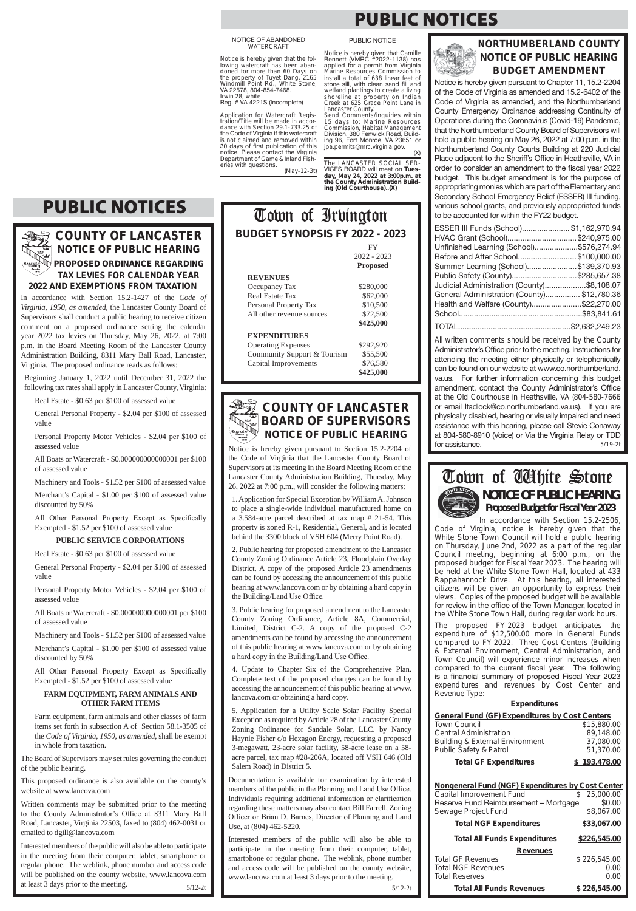# PUBLIC NOTICES

NOTICE OF ABANDONED WATERCRAFT

Notice is hereby given that the following watercraft has been abandoned for more than 60 Days on the property of Tuyet Dang, 2165 Windmill Point Rd., White Stone, VA 22578, 804-854-7468.
Irwin 28, white
Reg. # VA 4221S (Incomplete)

Application for Watercraft Registration/Title will be made in accordance with Section 29.1-733.25 of the Code of Virginia if this watercraft is not claimed and removed within 30 days of first publication of this notice. Please contact the Virginia Department of Game & Inland Fisheries with questions.

(May-12-3t)

PUBLIC NOTICE

Notice is hereby given that Camille Bennett (VMRC #2022-1138) has applied for a permit from Virginia Marine Resources Commission to install a total of 638 linear feet of stone sill, with clean sand fill and wetland plantings to create a living shoreline at property on Indian Creek at 625 Grace Point Lane in Lancaster County.
Send Comments/inquiries within 15 days to: Marine Resources Commission, Habitat Management Division, 380 Fenwick Road, Building 96, Fort Monroe, VA 23651 or jpa.permits@mrc.virginia.gov.

(X)

The LANCASTER SOCIAL SERVICES BOARD will meet on **Tuesday, May 24, 2022 at 3:00p.m. at the County Administration Building (Old Courthouse).(X)**

## NORTHUMBERLAND COUNTY NOTICE OF PUBLIC HEARING BUDGET AMENDMENT

Notice is hereby given pursuant to Chapter 11, 15.2-2204 of the Code of Virginia as amended and 15.2-6402 of the Code of Virginia as amended, and the Northumberland County Emergency Ordinance addressing Continuity of Operations during the Coronavirus (Covid-19) Pandemic, that the Northumberland County Board of Supervisors will hold a public hearing on May 26, 2022 at 7:00 p.m. in the Northumberland County Courts Building at 220 Judicial Place adjacent to the Sheriff's Office in Heathsville, VA in order to consider an amendment to the fiscal year 2022 budget. This budget amendment is for the purpose of appropriating monies which are part of the Elementary and Secondary School Emergency Relief (ESSER) III funding, various school grants, and previously appropriated funds to be accounted for within the FY22 budget.

| | |
|---|---|
| ESSER III Funds (School) | $1,162,970.94 |
| HVAC Grant (School) | $240,975.00 |
| Unfinished Learning (School) | $576,274.94 |
| Before and After School | $100,000.00 |
| Summer Learning (School) | $139,370.93 |
| Public Safety (County) | $285,657.38 |
| Judicial Administration (County) | $8,108.07 |
| General Administration (County) | $12,780.36 |
| Health and Welfare (County) | $22,270.00 |
| School | $83,841.61 |
| TOTAL | $2,632,249.23 |

All written comments should be received by the County Administrator's Office prior to the meeting. Instructions for attending the meeting either physically or telephonically can be found on our website at www.co.northumberland.va.us. For further information concerning this budget amendment, contact the County Administrator's Office at the Old Courthouse in Heathsville, VA (804-580-7666 or email ltadlock@co.northumberland.va.us). If you are physically disabled, hearing or visually impaired and need assistance with this hearing, please call Stevie Conaway at 804-580-8910 (Voice) or Via the Virginia Relay or TDD for assistance.

5/19-2t

# PUBLIC NOTICES

## COUNTY OF LANCASTER NOTICE OF PUBLIC HEARING

### PROPOSED ORDINANCE REGARDING TAX LEVIES FOR CALENDAR YEAR 2022 AND EXEMPTIONS FROM TAXATION

In accordance with Section 15.2-1427 of the *Code of Virginia, 1950, as amended*, the Lancaster County Board of Supervisors shall conduct a public hearing to receive citizen comment on a proposed ordinance setting the calendar year 2022 tax levies on Thursday, May 26, 2022, at 7:00 p.m. in the Board Meeting Room of the Lancaster County Administration Building, 8311 Mary Ball Road, Lancaster, Virginia. The proposed ordinance reads as follows:

Beginning January 1, 2022 until December 31, 2022 the following tax rates shall apply in Lancaster County, Virginia:

Real Estate - $0.63 per $100 of assessed value

General Personal Property - $2.04 per $100 of assessed value

Personal Property Motor Vehicles - $2.04 per $100 of assessed value

All Boats or Watercraft - $0.000000000000001 per $100 of assessed value

Machinery and Tools - $1.52 per $100 of assessed value

Merchant's Capital - $1.00 per $100 of assessed value discounted by 50%

All Other Personal Property Except as Specifically Exempted - $1.52 per $100 of assessed value

**PUBLIC SERVICE CORPORATIONS**

Real Estate - $0.63 per $100 of assessed value

General Personal Property - $2.04 per $100 of assessed value

Personal Property Motor Vehicles - $2.04 per $100 of assessed value

All Boats or Watercraft - $0.000000000000001 per $100 of assessed value

Machinery and Tools - $1.52 per $100 of assessed value

Merchant's Capital - $1.00 per $100 of assessed value discounted by 50%

All Other Personal Property Except as Specifically Exempted - $1.52 per $100 of assessed value

**FARM EQUIPMENT, FARM ANIMALS AND OTHER FARM ITEMS**

Farm equipment, farm animals and other classes of farm items set forth in subsection A of Section 58.1-3505 of the *Code of Virginia, 1950, as amended*, shall be exempt in whole from taxation.

The Board of Supervisors may set rules governing the conduct of the public hearing.

This proposed ordinance is also available on the county's website at www.lancova.com

Written comments may be submitted prior to the meeting to the County Administrator's Office at 8311 Mary Ball Road, Lancaster, Virginia 22503, faxed to (804) 462-0031 or emailed to dgill@lancova.com

Interested members of the public will also be able to participate in the meeting from their computer, tablet, smartphone or regular phone. The weblink, phone number and access code will be published on the county website, www.lancova.com at least 3 days prior to the meeting.

5/12-2t

## Town of Irvington

### BUDGET SYNOPSIS FY 2022 - 2023

| | FY 2022 - 2023 Proposed |
|---|---|
| **REVENUES** | |
| Occupancy Tax | $280,000 |
| Real Estate Tax | $62,000 |
| Personal Property Tax | $10,500 |
| All other revenue sources | $72,500 |
| | **$425,000** |
| **EXPENDITURES** | |
| Operating Expenses | $292,920 |
| Community Support & Tourism | $55,500 |
| Capital Improvements | $76,580 |
| | **$425,000** |

## COUNTY OF LANCASTER BOARD OF SUPERVISORS NOTICE OF PUBLIC HEARING

Notice is hereby given pursuant to Section 15.2-2204 of the Code of Virginia that the Lancaster County Board of Supervisors at its meeting in the Board Meeting Room of the Lancaster County Administration Building, Thursday, May 26, 2022 at 7:00 p.m., will consider the following matters:

1. Application for Special Exception by William A. Johnson to place a single-wide individual manufactured home on a 3.584-acre parcel described at tax map # 21-54. This property is zoned R-1, Residential, General, and is located behind the 3300 block of VSH 604 (Merry Point Road).

2. Public hearing for proposed amendment to the Lancaster County Zoning Ordinance Article 23, Floodplain Overlay District. A copy of the proposed Article 23 amendments can be found by accessing the announcement of this public hearing at www.lancova.com or by obtaining a hard copy in the Building/Land Use Office.

3. Public hearing for proposed amendment to the Lancaster County Zoning Ordinance, Article 8A, Commercial, Limited, District C-2. A copy of the proposed C-2 amendments can be found by accessing the announcement of this public hearing at www.lancova.com or by obtaining a hard copy in the Building/Land Use Office.

4. Update to Chapter Six of the Comprehensive Plan. Complete text of the proposed changes can be found by accessing the announcement of this public hearing at www.lancova.com or obtaining a hard copy.

5. Application for a Utility Scale Solar Facility Special Exception as required by Article 28 of the Lancaster County Zoning Ordinance for Sandale Solar, LLC. by Nancy Haynie Fisher c/o Hexagon Energy, requesting a proposed 3-megawatt, 23-acre solar facility, 58-acre lease on a 58-acre parcel, tax map #28-206A, located off VSH 646 (Old Salem Road) in District 5.

Documentation is available for examination by interested members of the public in the Planning and Land Use Office. Individuals requiring additional information or clarification regarding these matters may also contact Bill Farrell, Zoning Officer or Brian D. Barnes, Director of Planning and Land Use, at (804) 462-5220.

Interested members of the public will also be able to participate in the meeting from their computer, tablet, smartphone or regular phone. The weblink, phone number and access code will be published on the county website, www.lancova.com at least 3 days prior to the meeting.

5/12-2t

## Town of White Stone

### NOTICE OF PUBLIC HEARING

**Proposed Budget for Fiscal Year 2023**

In accordance with Section 15.2-2506, Code of Virginia, notice is hereby given that the White Stone Town Council will hold a public hearing on Thursday, June 2nd, 2022 as a part of the regular Council meeting, beginning at 6:00 p.m., on the proposed budget for Fiscal Year 2023. The hearing will be held at the White Stone Town Hall, located at 433 Rappahannock Drive. At this hearing, all interested citizens will be given an opportunity to express their views. Copies of the proposed budget will be available for review in the office of the Town Manager, located in the White Stone Town Hall, during regular work hours.

The proposed FY-2023 budget anticipates the expenditure of $12,500.00 more in General Funds compared to FY-2022. Three Cost Centers (Building & External Environment, Central Administration, and Town Council) will experience minor increases when compared to the current fiscal year. The following is a financial summary of proposed Fiscal Year 2023 expenditures and revenues by Cost Center and Revenue Type:

**Expenditures**

| **General Fund (GF) Expenditures by Cost Centers** | |
|---|---|
| Town Council | $15,880.00 |
| Central Administration | 89,148.00 |
| Building & External Environment | 37,080.00 |
| Public Safety & Patrol | 51,370.00 |
| **Total GF Expenditures** | **$ 193,478.00** |

| **Nongeneral Fund (NGF) Expenditures by Cost Center** | |
|---|---|
| Capital Improvement Fund | $ 25,000.00 |
| Reserve Fund Reimbursement – Mortgage | $0.00 |
| Sewage Project Fund | $8,067.00 |
| **Total NGF Expenditures** | **$33,067.00** |
| **Total All Funds Expenditures** | **$226,545.00** |

**Revenues**

| | |
|---|---|
| Total GF Revenues | $ 226,545.00 |
| Total NGF Revenues | 0.00 |
| Total Reserves | 0.00 |
| **Total All Funds Revenues** | **$ 226,545.00** |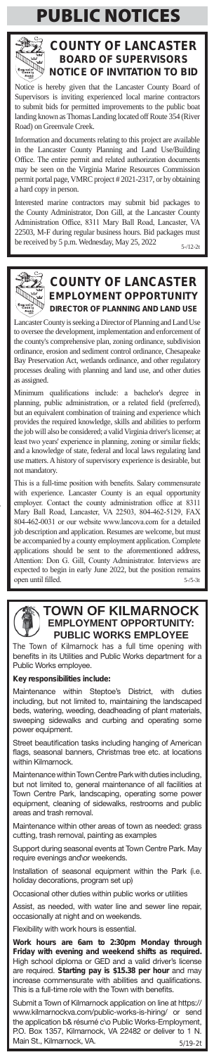# PUBLIC NOTICES

## COUNTY OF LANCASTER
### BOARD OF SUPERVISORS
### NOTICE OF INVITATION TO BID

Notice is hereby given that the Lancaster County Board of Supervisors is inviting experienced local marine contractors to submit bids for permitted improvements to the public boat landing known as Thomas Landing located off Route 354 (River Road) on Greenvale Creek.

Information and documents relating to this project are available in the Lancaster County Planning and Land Use/Building Office. The entire permit and related authorization documents may be seen on the Virginia Marine Resources Commission permit portal page, VMRC project # 2021-2317, or by obtaining a hard copy in person.

Interested marine contractors may submit bid packages to the County Administrator, Don Gill, at the Lancaster County Administration Office, 8311 Mary Ball Road, Lancaster, VA 22503, M-F during regular business hours. Bid packages must be received by 5 p.m. Wednesday, May 25, 2022

5-/12-2t

## COUNTY OF LANCASTER
### EMPLOYMENT OPPORTUNITY
### DIRECTOR OF PLANNING AND LAND USE

Lancaster County is seeking a Director of Planning and Land Use to oversee the development, implementation and enforcement of the county's comprehensive plan, zoning ordinance, subdivision ordinance, erosion and sediment control ordinance, Chesapeake Bay Preservation Act, wetlands ordinance, and other regulatory processes dealing with planning and land use, and other duties as assigned.

Minimum qualifications include: a bachelor's degree in planning, public administration, or a related field (preferred), but an equivalent combination of training and experience which provides the required knowledge, skills and abilities to perform the job will also be considered; a valid Virginia driver's license; at least two years' experience in planning, zoning or similar fields; and a knowledge of state, federal and local laws regulating land use matters. A history of supervisory experience is desirable, but not mandatory.

This is a full-time position with benefits. Salary commensurate with experience. Lancaster County is an equal opportunity employer. Contact the county administration office at 8311 Mary Ball Road, Lancaster, VA 22503, 804-462-5129, FAX 804-462-0031 or our website www.lancova.com for a detailed job description and application. Resumes are welcome, but must be accompanied by a county employment application. Complete applications should be sent to the aforementioned address, Attention: Don G. Gill, County Administrator. Interviews are expected to begin in early June 2022, but the position remains open until filled.

5-/5-3t

## TOWN OF KILMARNOCK
### EMPLOYMENT OPPORTUNITY: PUBLIC WORKS EMPLOYEE

The Town of Kilmarnock has a full time opening with benefits in its Utilities and Public Works department for a Public Works employee.

**Key responsibilities include:**

Maintenance within Steptoe's District, with duties including, but not limited to, maintaining the landscaped beds, watering, weeding, deadheading of plant materials, sweeping sidewalks and curbing and operating some power equipment.

Street beautification tasks including hanging of American flags, seasonal banners, Christmas tree etc. at locations within Kilmarnock.

Maintenance within Town Centre Park with duties including, but not limited to, general maintenance of all facilities at Town Centre Park, landscaping, operating some power equipment, cleaning of sidewalks, restrooms and public areas and trash removal.

Maintenance within other areas of town as needed: grass cutting, trash removal, painting as examples

Support during seasonal events at Town Centre Park. May require evenings and\or weekends.

Installation of seasonal equipment within the Park (i.e. holiday decorations, program set up)

Occasional other duties within public works or utilities

Assist, as needed, with water line and sewer line repair, occasionally at night and on weekends.

Flexibility with work hours is essential.

**Work hours are 6am to 2:30pm Monday through Friday with evening and weekend shifts as required.** High school diploma or GED and a valid driver's license are required. **Starting pay is $15.38 per hour** and may increase commensurate with abilities and qualifications. This is a full-time role with the Town with benefits.

Submit a Town of Kilmarnock application on line at https://www.kilmarnockva.com/public-works-is-hiring/ or send the application b& résumé c\o Public Works-Employment, P.O. Box 1357, Kilmarnock, VA 22482 or deliver to 1 N. Main St., Kilmarnock, VA.

5/19-2t